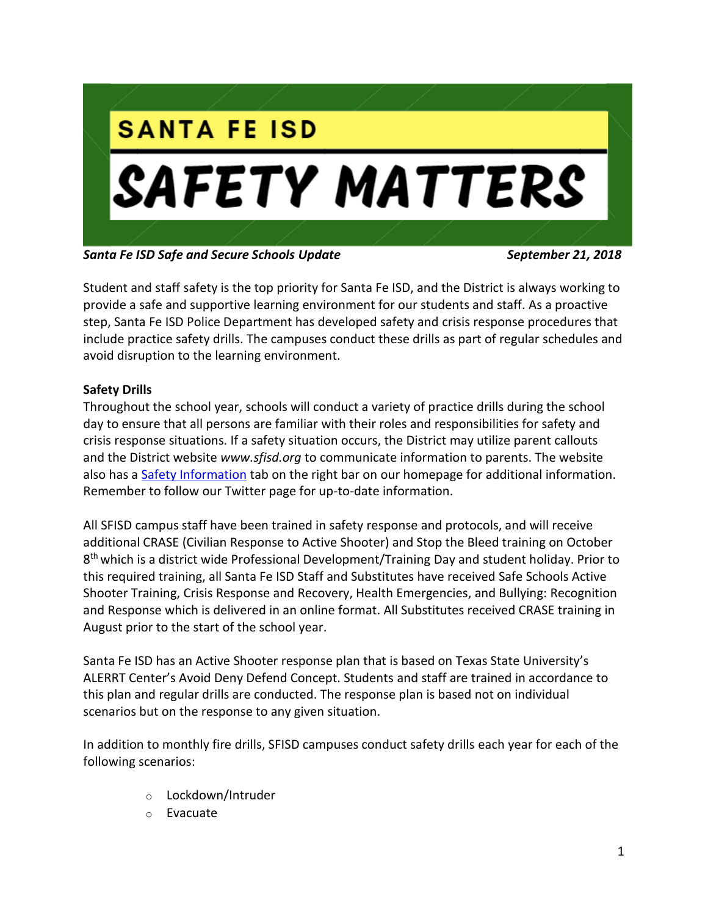# SANTA FE ISD

# SAFETY MATTERS

***Santa Fe ISD Safe and Secure Schools Update*** ***September 21, 2018***

Student and staff safety is the top priority for Santa Fe ISD, and the District is always working to provide a safe and supportive learning environment for our students and staff. As a proactive step, Santa Fe ISD Police Department has developed safety and crisis response procedures that include practice safety drills. The campuses conduct these drills as part of regular schedules and avoid disruption to the learning environment.

**Safety Drills**

Throughout the school year, schools will conduct a variety of practice drills during the school day to ensure that all persons are familiar with their roles and responsibilities for safety and crisis response situations. If a safety situation occurs, the District may utilize parent callouts and the District website *www.sfisd.org* to communicate information to parents. The website also has a Safety Information tab on the right bar on our homepage for additional information. Remember to follow our Twitter page for up-to-date information.

All SFISD campus staff have been trained in safety response and protocols, and will receive additional CRASE (Civilian Response to Active Shooter) and Stop the Bleed training on October 8th which is a district wide Professional Development/Training Day and student holiday. Prior to this required training, all Santa Fe ISD Staff and Substitutes have received Safe Schools Active Shooter Training, Crisis Response and Recovery, Health Emergencies, and Bullying: Recognition and Response which is delivered in an online format. All Substitutes received CRASE training in August prior to the start of the school year.

Santa Fe ISD has an Active Shooter response plan that is based on Texas State University's ALERRT Center's Avoid Deny Defend Concept. Students and staff are trained in accordance to this plan and regular drills are conducted. The response plan is based not on individual scenarios but on the response to any given situation.

In addition to monthly fire drills, SFISD campuses conduct safety drills each year for each of the following scenarios:

- Lockdown/Intruder
- Evacuate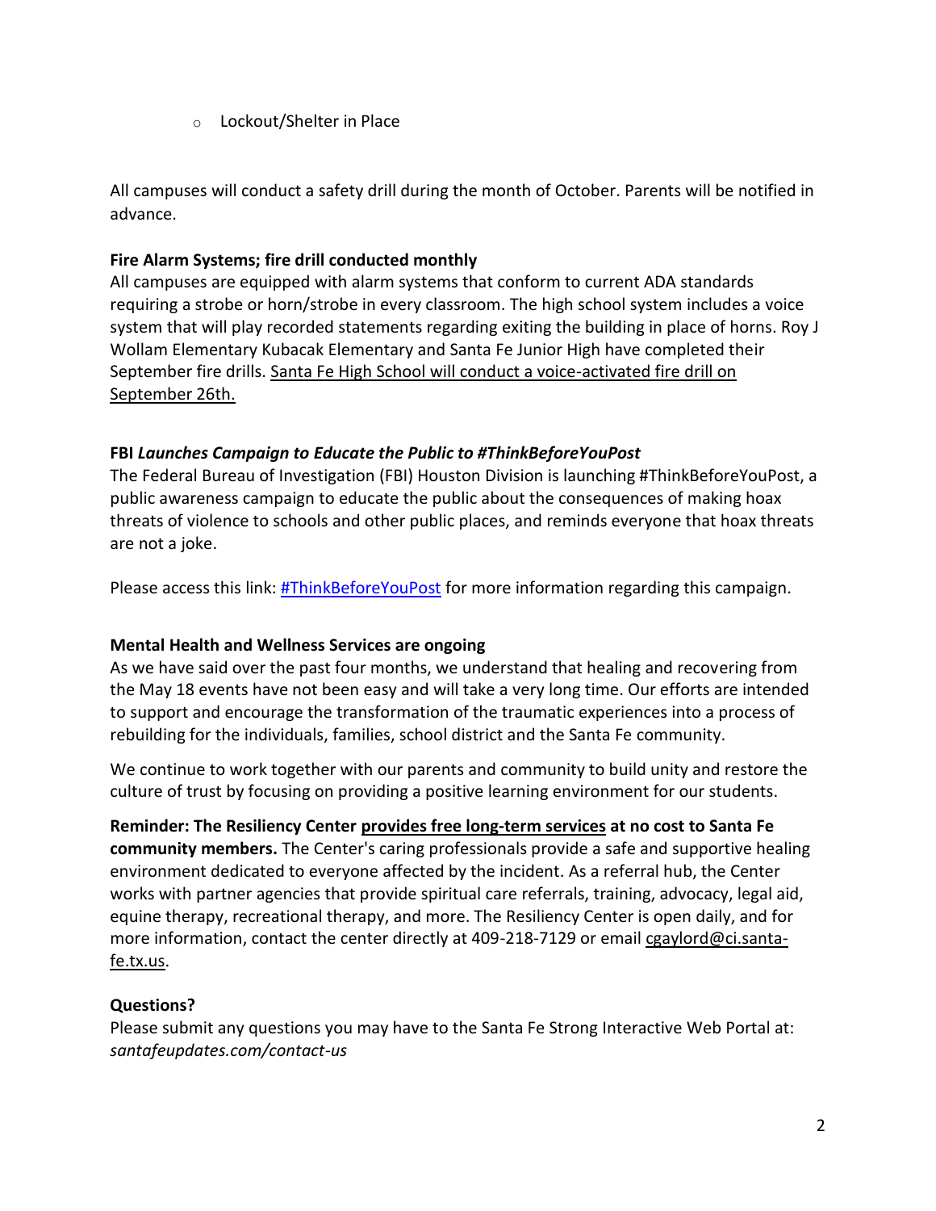- Lockout/Shelter in Place

All campuses will conduct a safety drill during the month of October. Parents will be notified in advance.

**Fire Alarm Systems; fire drill conducted monthly**

All campuses are equipped with alarm systems that conform to current ADA standards requiring a strobe or horn/strobe in every classroom. The high school system includes a voice system that will play recorded statements regarding exiting the building in place of horns. Roy J Wollam Elementary Kubacak Elementary and Santa Fe Junior High have completed their September fire drills. Santa Fe High School will conduct a voice-activated fire drill on September 26th.

**FBI *Launches Campaign to Educate the Public to #ThinkBeforeYouPost***

The Federal Bureau of Investigation (FBI) Houston Division is launching #ThinkBeforeYouPost, a public awareness campaign to educate the public about the consequences of making hoax threats of violence to schools and other public places, and reminds everyone that hoax threats are not a joke.

Please access this link: #ThinkBeforeYouPost for more information regarding this campaign.

**Mental Health and Wellness Services are ongoing**

As we have said over the past four months, we understand that healing and recovering from the May 18 events have not been easy and will take a very long time. Our efforts are intended to support and encourage the transformation of the traumatic experiences into a process of rebuilding for the individuals, families, school district and the Santa Fe community.

We continue to work together with our parents and community to build unity and restore the culture of trust by focusing on providing a positive learning environment for our students.

**Reminder: The Resiliency Center provides free long-term services at no cost to Santa Fe community members.** The Center's caring professionals provide a safe and supportive healing environment dedicated to everyone affected by the incident. As a referral hub, the Center works with partner agencies that provide spiritual care referrals, training, advocacy, legal aid, equine therapy, recreational therapy, and more. The Resiliency Center is open daily, and for more information, contact the center directly at 409-218-7129 or email cgaylord@ci.santa-fe.tx.us.

**Questions?**

Please submit any questions you may have to the Santa Fe Strong Interactive Web Portal at: *santafeupdates.com/contact-us*